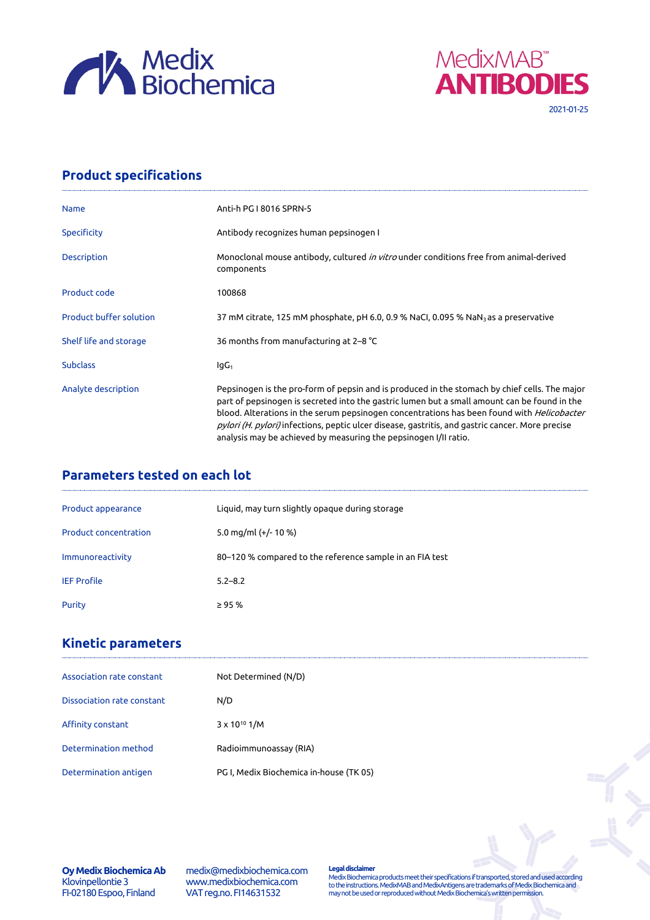Medix Biochemica

MedixMAB™ ANTIBODIES

2021-01-25

## Product specifications

| | |
|---|---|
| Name | Anti-h PG I 8016 SPRN-5 |
| Specificity | Antibody recognizes human pepsinogen I |
| Description | Monoclonal mouse antibody, cultured *in vitro* under conditions free from animal-derived components |
| Product code | 100868 |
| Product buffer solution | 37 mM citrate, 125 mM phosphate, pH 6.0, 0.9 % NaCl, 0.095 % $NaN_3$ as a preservative |
| Shelf life and storage | 36 months from manufacturing at 2–8 °C |
| Subclass | $IgG_1$ |
| Analyte description | Pepsinogen is the pro-form of pepsin and is produced in the stomach by chief cells. The major part of pepsinogen is secreted into the gastric lumen but a small amount can be found in the blood. Alterations in the serum pepsinogen concentrations has been found with *Helicobacter pylori (H. pylori)* infections, peptic ulcer disease, gastritis, and gastric cancer. More precise analysis may be achieved by measuring the pepsinogen I/II ratio. |

## Parameters tested on each lot

| | |
|---|---|
| Product appearance | Liquid, may turn slightly opaque during storage |
| Product concentration | 5.0 mg/ml (+/- 10 %) |
| Immunoreactivity | 80–120 % compared to the reference sample in an FIA test |
| IEF Profile | 5.2–8.2 |
| Purity | ≥ 95 % |

## Kinetic parameters

| | |
|---|---|
| Association rate constant | Not Determined (N/D) |
| Dissociation rate constant | N/D |
| Affinity constant | $3 \times 10^{10}$ 1/M |
| Determination method | Radioimmunoassay (RIA) |
| Determination antigen | PG I, Medix Biochemica in-house (TK 05) |

**Oy Medix Biochemica Ab**
Klovinpellontie 3
FI-02180 Espoo, Finland

medix@medixbiochemica.com
www.medixbiochemica.com
VAT reg.no. FI14631532

**Legal disclaimer**
Medix Biochemica products meet their specifications if transported, stored and used according to the instructions. MedixMAB and MedixAntigens are trademarks of Medix Biochemica and may not be used or reproduced without Medix Biochemica's written permission.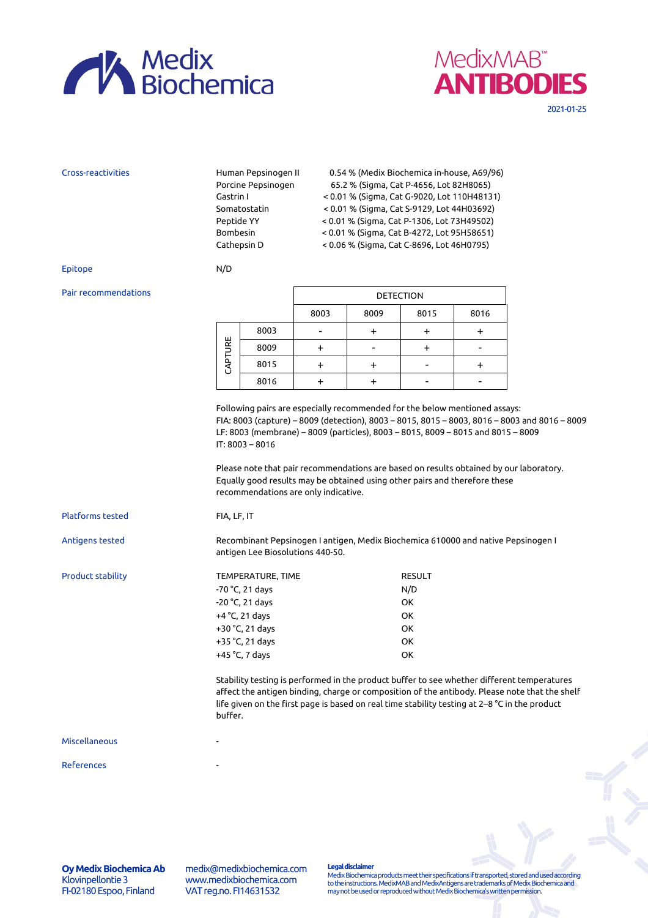Medix Biochemica

MedixMAB™ ANTIBODIES

2021-01-25

**Cross-reactivities**

| | |
|---|---|
| Human Pepsinogen II | 0.54 % (Medix Biochemica in-house, A69/96) |
| Porcine Pepsinogen | 65.2 % (Sigma, Cat P-4656, Lot 82H8065) |
| Gastrin I | < 0.01 % (Sigma, Cat G-9020, Lot 110H48131) |
| Somatostatin | < 0.01 % (Sigma, Cat S-9129, Lot 44H03692) |
| Peptide YY | < 0.01 % (Sigma, Cat P-1306, Lot 73H49502) |
| Bombesin | < 0.01 % (Sigma, Cat B-4272, Lot 95H58651) |
| Cathepsin D | < 0.06 % (Sigma, Cat C-8696, Lot 46H0795) |

**Epitope**

N/D

**Pair recommendations**

| | | DETECTION | | | |
|---|---|---|---|---|---|
| | | 8003 | 8009 | 8015 | 8016 |
| CAPTURE | 8003 | - | + | + | + |
| | 8009 | + | - | + | - |
| | 8015 | + | + | - | + |
| | 8016 | + | + | - | - |

Following pairs are especially recommended for the below mentioned assays:
FIA: 8003 (capture) – 8009 (detection), 8003 – 8015, 8015 – 8003, 8016 – 8003 and 8016 – 8009
LF: 8003 (membrane) – 8009 (particles), 8003 – 8015, 8009 – 8015 and 8015 – 8009
IT: 8003 – 8016

Please note that pair recommendations are based on results obtained by our laboratory. Equally good results may be obtained using other pairs and therefore these recommendations are only indicative.

**Platforms tested**

FIA, LF, IT

**Antigens tested**

Recombinant Pepsinogen I antigen, Medix Biochemica 610000 and native Pepsinogen I antigen Lee Biosolutions 440-50.

**Product stability**

| TEMPERATURE, TIME | RESULT |
|---|---|
| -70 °C, 21 days | N/D |
| -20 °C, 21 days | OK |
| +4 °C, 21 days | OK |
| +30 °C, 21 days | OK |
| +35 °C, 21 days | OK |
| +45 °C, 7 days | OK |

Stability testing is performed in the product buffer to see whether different temperatures affect the antigen binding, charge or composition of the antibody. Please note that the shelf life given on the first page is based on real time stability testing at 2–8 °C in the product buffer.

**Miscellaneous**

-

**References**

-

**Oy Medix Biochemica Ab**
Klovinpellontie 3
FI-02180 Espoo, Finland

medix@medixbiochemica.com
www.medixbiochemica.com
VAT reg.no. FI14631532

**Legal disclaimer**
Medix Biochemica products meet their specifications if transported, stored and used according to the instructions. MedixMAB and MedixAntigens are trademarks of Medix Biochemica and may not be used or reproduced without Medix Biochemica's written permission.